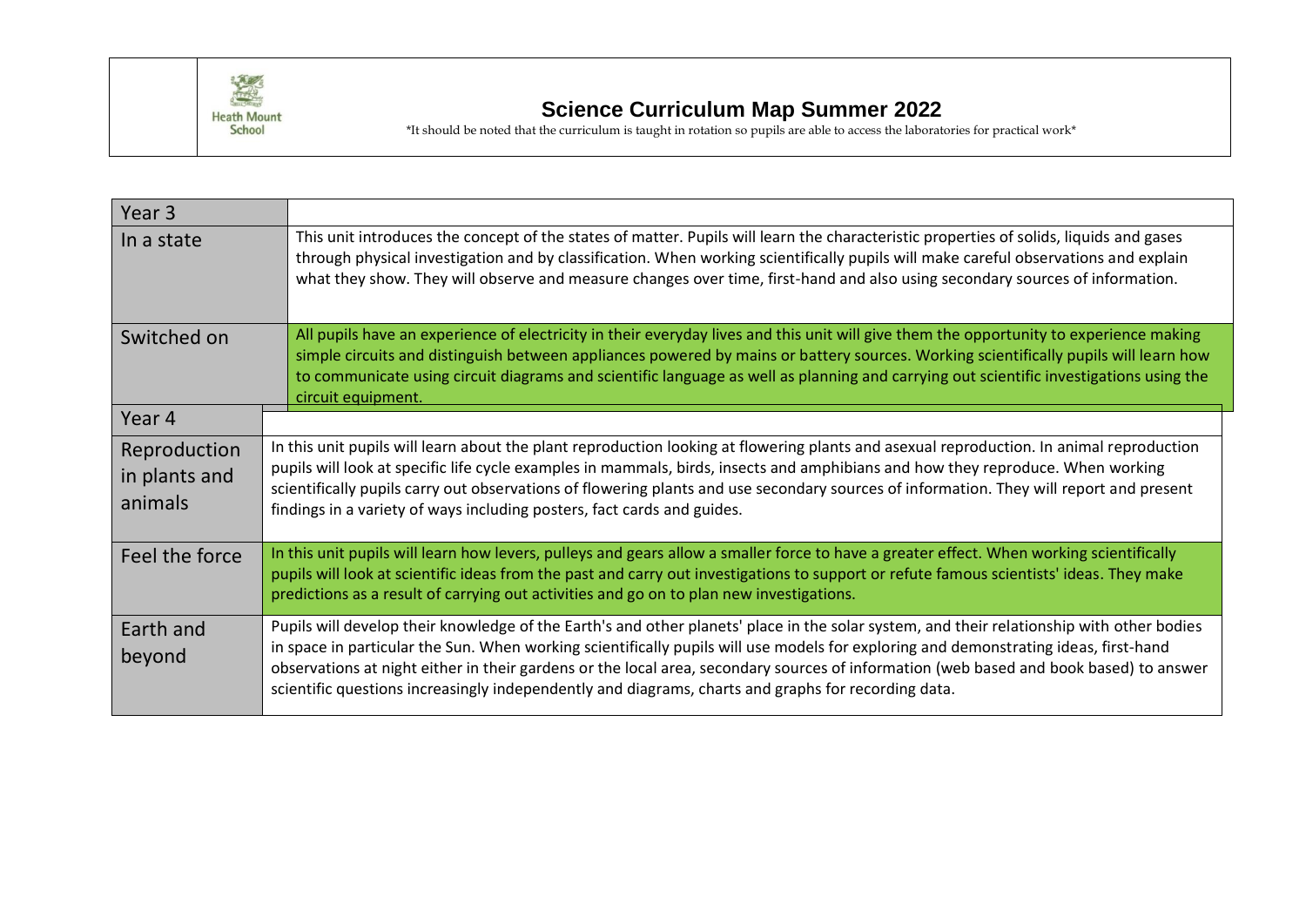Heath Mount School

# Science Curriculum Map Summer 2022

*It should be noted that the curriculum is taught in rotation so pupils are able to access the laboratories for practical work*

| Year 3 | |
|---|---|
| In a state | This unit introduces the concept of the states of matter. Pupils will learn the characteristic properties of solids, liquids and gases through physical investigation and by classification. When working scientifically pupils will make careful observations and explain what they show. They will observe and measure changes over time, first-hand and also using secondary sources of information. |
| Switched on | All pupils have an experience of electricity in their everyday lives and this unit will give them the opportunity to experience making simple circuits and distinguish between appliances powered by mains or battery sources. Working scientifically pupils will learn how to communicate using circuit diagrams and scientific language as well as planning and carrying out scientific investigations using the circuit equipment. |
| **Year 4** | |
| Reproduction in plants and animals | In this unit pupils will learn about the plant reproduction looking at flowering plants and asexual reproduction. In animal reproduction pupils will look at specific life cycle examples in mammals, birds, insects and amphibians and how they reproduce. When working scientifically pupils carry out observations of flowering plants and use secondary sources of information. They will report and present findings in a variety of ways including posters, fact cards and guides. |
| Feel the force | In this unit pupils will learn how levers, pulleys and gears allow a smaller force to have a greater effect. When working scientifically pupils will look at scientific ideas from the past and carry out investigations to support or refute famous scientists' ideas. They make predictions as a result of carrying out activities and go on to plan new investigations. |
| Earth and beyond | Pupils will develop their knowledge of the Earth's and other planets' place in the solar system, and their relationship with other bodies in space in particular the Sun. When working scientifically pupils will use models for exploring and demonstrating ideas, first-hand observations at night either in their gardens or the local area, secondary sources of information (web based and book based) to answer scientific questions increasingly independently and diagrams, charts and graphs for recording data. |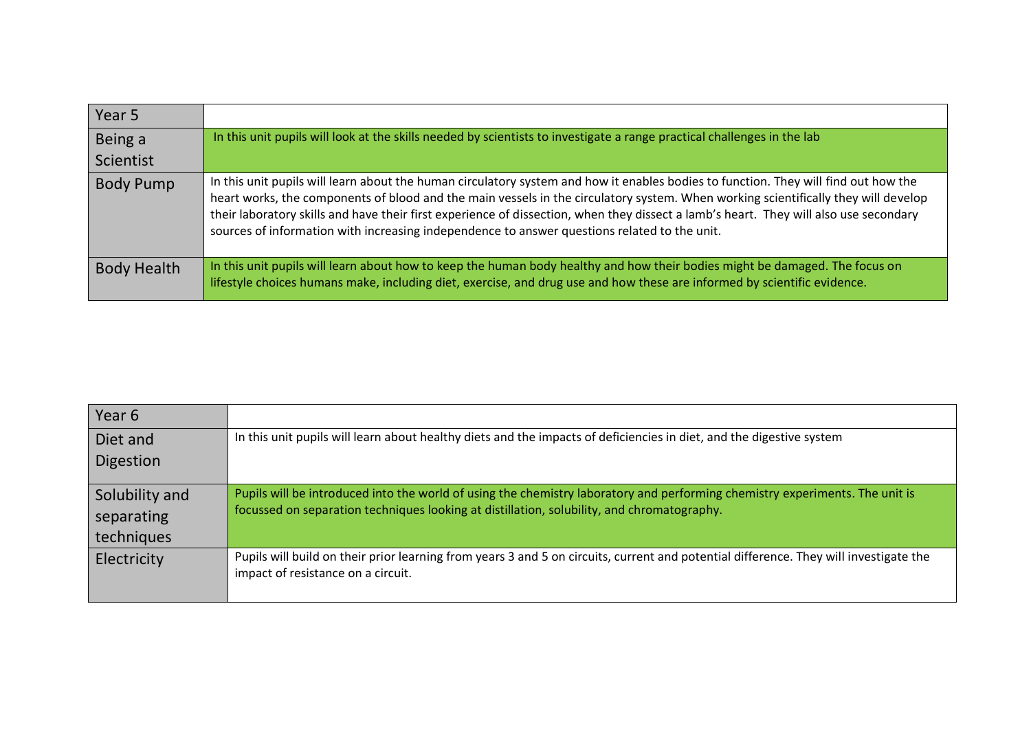| Year 5 | |
|---|---|
| Being a Scientist | In this unit pupils will look at the skills needed by scientists to investigate a range practical challenges in the lab |
| Body Pump | In this unit pupils will learn about the human circulatory system and how it enables bodies to function. They will find out how the heart works, the components of blood and the main vessels in the circulatory system. When working scientifically they will develop their laboratory skills and have their first experience of dissection, when they dissect a lamb's heart. They will also use secondary sources of information with increasing independence to answer questions related to the unit. |
| Body Health | In this unit pupils will learn about how to keep the human body healthy and how their bodies might be damaged. The focus on lifestyle choices humans make, including diet, exercise, and drug use and how these are informed by scientific evidence. |

| Year 6 | |
|---|---|
| Diet and Digestion | In this unit pupils will learn about healthy diets and the impacts of deficiencies in diet, and the digestive system |
| Solubility and separating techniques | Pupils will be introduced into the world of using the chemistry laboratory and performing chemistry experiments. The unit is focussed on separation techniques looking at distillation, solubility, and chromatography. |
| Electricity | Pupils will build on their prior learning from years 3 and 5 on circuits, current and potential difference. They will investigate the impact of resistance on a circuit. |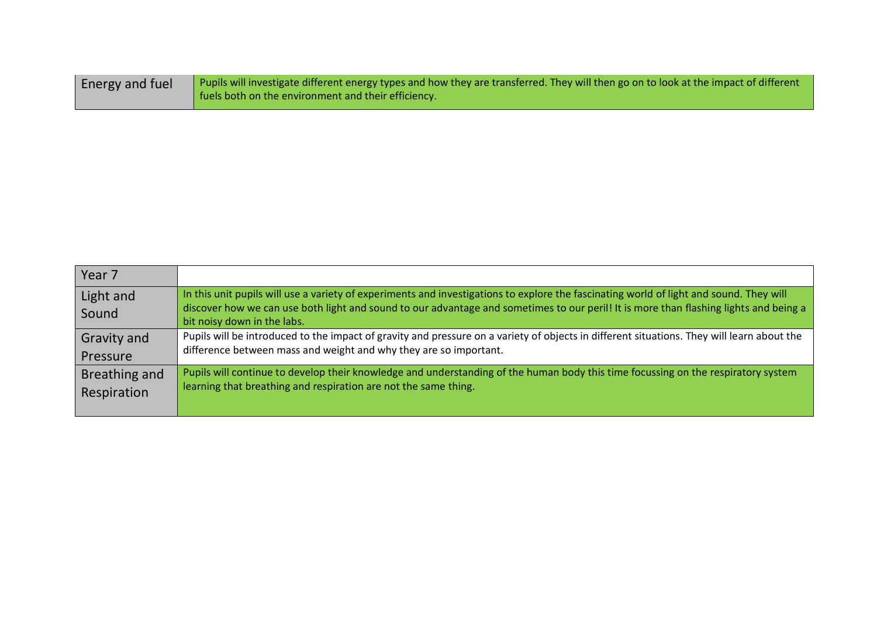| Energy and fuel | Pupils will investigate different energy types and how they are transferred. They will then go on to look at the impact of different fuels both on the environment and their efficiency. |
|---|---|

| Year 7 | |
|---|---|
| Light and Sound | In this unit pupils will use a variety of experiments and investigations to explore the fascinating world of light and sound. They will discover how we can use both light and sound to our advantage and sometimes to our peril! It is more than flashing lights and being a bit noisy down in the labs. |
| Gravity and Pressure | Pupils will be introduced to the impact of gravity and pressure on a variety of objects in different situations. They will learn about the difference between mass and weight and why they are so important. |
| Breathing and Respiration | Pupils will continue to develop their knowledge and understanding of the human body this time focussing on the respiratory system learning that breathing and respiration are not the same thing. |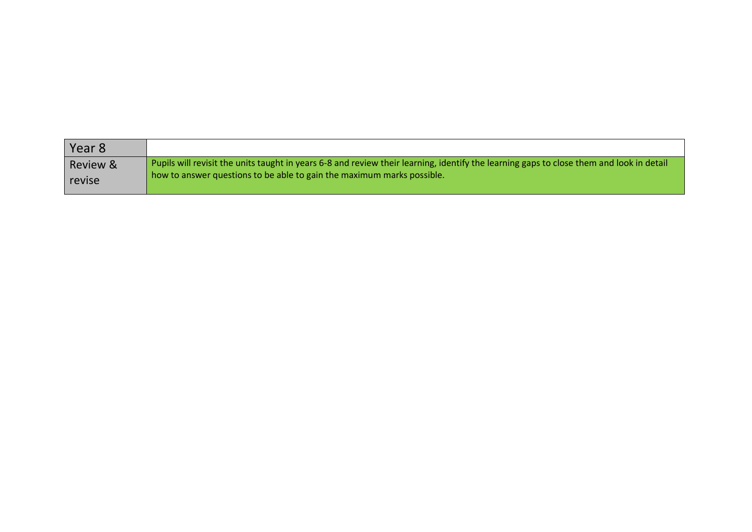| Year 8 | |
|---|---|
| Review & revise | Pupils will revisit the units taught in years 6-8 and review their learning, identify the learning gaps to close them and look in detail how to answer questions to be able to gain the maximum marks possible. |